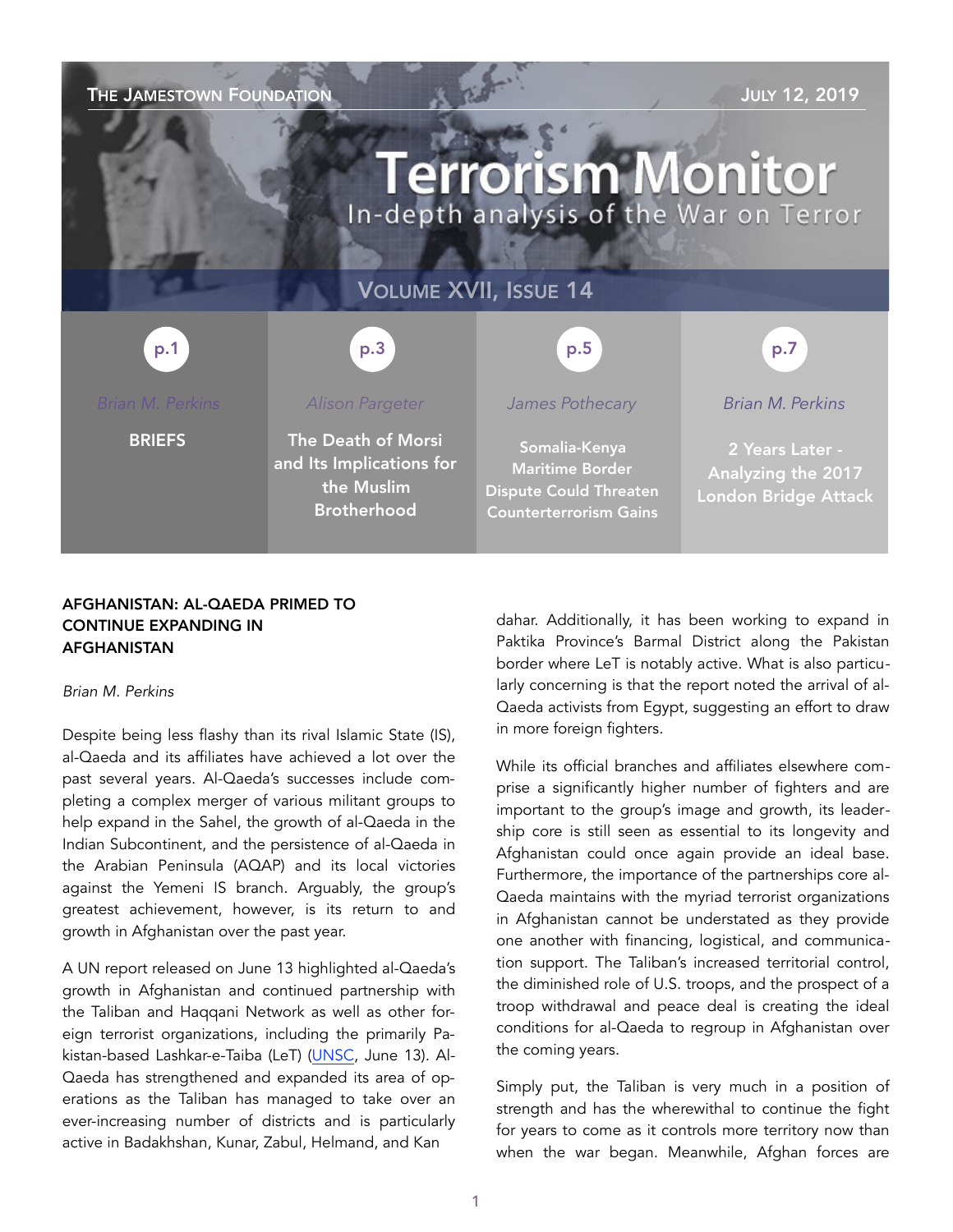THE JAMESTOWN FOUNDATION

JULY 12, 2019

# Terrorism Monitor

In-depth analysis of the War on Terror

VOLUME XVII, ISSUE 14

| p.1 | p.3 | p.5 | p.7 |
|---|---|---|---|
| Brian M. Perkins | Alison Pargeter | James Pothecary | Brian M. Perkins |
| BRIEFS | The Death of Morsi and Its Implications for the Muslim Brotherhood | Somalia-Kenya Maritime Border Dispute Could Threaten Counterterrorism Gains | 2 Years Later - Analyzing the 2017 London Bridge Attack |

## AFGHANISTAN: AL-QAEDA PRIMED TO CONTINUE EXPANDING IN AFGHANISTAN

*Brian M. Perkins*

Despite being less flashy than its rival Islamic State (IS), al-Qaeda and its affiliates have achieved a lot over the past several years. Al-Qaeda's successes include completing a complex merger of various militant groups to help expand in the Sahel, the growth of al-Qaeda in the Indian Subcontinent, and the persistence of al-Qaeda in the Arabian Peninsula (AQAP) and its local victories against the Yemeni IS branch. Arguably, the group's greatest achievement, however, is its return to and growth in Afghanistan over the past year.

A UN report released on June 13 highlighted al-Qaeda's growth in Afghanistan and continued partnership with the Taliban and Haqqani Network as well as other foreign terrorist organizations, including the primarily Pakistan-based Lashkar-e-Taiba (LeT) (UNSC, June 13). Al-Qaeda has strengthened and expanded its area of operations as the Taliban has managed to take over an ever-increasing number of districts and is particularly active in Badakhshan, Kunar, Zabul, Helmand, and Kandahar. Additionally, it has been working to expand in Paktika Province's Barmal District along the Pakistan border where LeT is notably active. What is also particularly concerning is that the report noted the arrival of al-Qaeda activists from Egypt, suggesting an effort to draw in more foreign fighters.

While its official branches and affiliates elsewhere comprise a significantly higher number of fighters and are important to the group's image and growth, its leadership core is still seen as essential to its longevity and Afghanistan could once again provide an ideal base. Furthermore, the importance of the partnerships core al-Qaeda maintains with the myriad terrorist organizations in Afghanistan cannot be understated as they provide one another with financing, logistical, and communication support. The Taliban's increased territorial control, the diminished role of U.S. troops, and the prospect of a troop withdrawal and peace deal is creating the ideal conditions for al-Qaeda to regroup in Afghanistan over the coming years.

Simply put, the Taliban is very much in a position of strength and has the wherewithal to continue the fight for years to come as it controls more territory now than when the war began. Meanwhile, Afghan forces are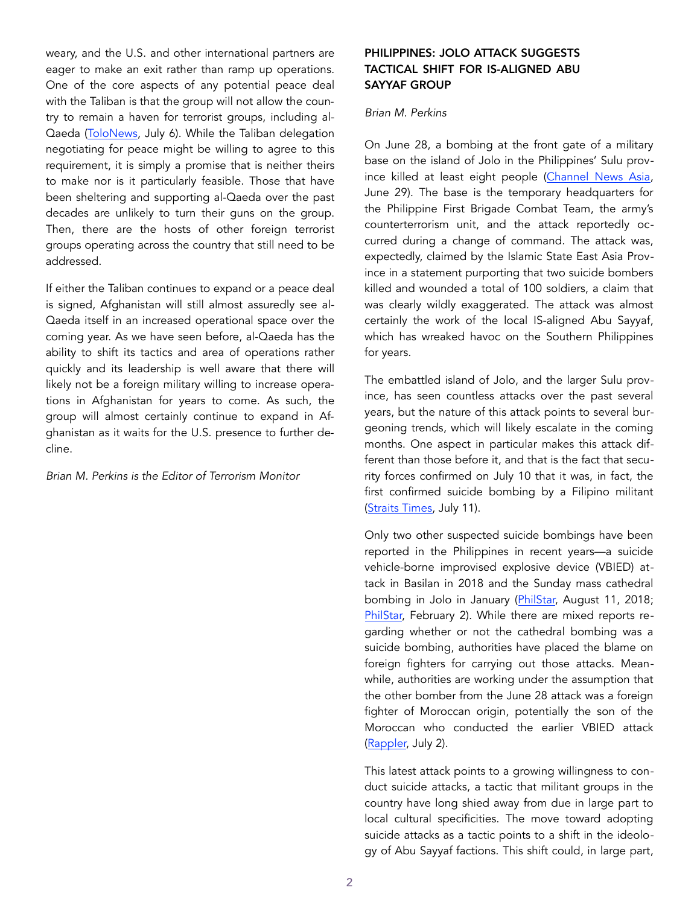weary, and the U.S. and other international partners are eager to make an exit rather than ramp up operations. One of the core aspects of any potential peace deal with the Taliban is that the group will not allow the country to remain a haven for terrorist groups, including al-Qaeda (ToloNews, July 6). While the Taliban delegation negotiating for peace might be willing to agree to this requirement, it is simply a promise that is neither theirs to make nor is it particularly feasible. Those that have been sheltering and supporting al-Qaeda over the past decades are unlikely to turn their guns on the group. Then, there are the hosts of other foreign terrorist groups operating across the country that still need to be addressed.

If either the Taliban continues to expand or a peace deal is signed, Afghanistan will still almost assuredly see al-Qaeda itself in an increased operational space over the coming year. As we have seen before, al-Qaeda has the ability to shift its tactics and area of operations rather quickly and its leadership is well aware that there will likely not be a foreign military willing to increase operations in Afghanistan for years to come. As such, the group will almost certainly continue to expand in Afghanistan as it waits for the U.S. presence to further decline.

*Brian M. Perkins is the Editor of Terrorism Monitor*

## PHILIPPINES: JOLO ATTACK SUGGESTS TACTICAL SHIFT FOR IS-ALIGNED ABU SAYYAF GROUP

*Brian M. Perkins*

On June 28, a bombing at the front gate of a military base on the island of Jolo in the Philippines' Sulu province killed at least eight people (Channel News Asia, June 29). The base is the temporary headquarters for the Philippine First Brigade Combat Team, the army's counterterrorism unit, and the attack reportedly occurred during a change of command. The attack was, expectedly, claimed by the Islamic State East Asia Province in a statement purporting that two suicide bombers killed and wounded a total of 100 soldiers, a claim that was clearly wildly exaggerated. The attack was almost certainly the work of the local IS-aligned Abu Sayyaf, which has wreaked havoc on the Southern Philippines for years.

The embattled island of Jolo, and the larger Sulu province, has seen countless attacks over the past several years, but the nature of this attack points to several burgeoning trends, which will likely escalate in the coming months. One aspect in particular makes this attack different than those before it, and that is the fact that security forces confirmed on July 10 that it was, in fact, the first confirmed suicide bombing by a Filipino militant (Straits Times, July 11).

Only two other suspected suicide bombings have been reported in the Philippines in recent years—a suicide vehicle-borne improvised explosive device (VBIED) attack in Basilan in 2018 and the Sunday mass cathedral bombing in Jolo in January (PhilStar, August 11, 2018; PhilStar, February 2). While there are mixed reports regarding whether or not the cathedral bombing was a suicide bombing, authorities have placed the blame on foreign fighters for carrying out those attacks. Meanwhile, authorities are working under the assumption that the other bomber from the June 28 attack was a foreign fighter of Moroccan origin, potentially the son of the Moroccan who conducted the earlier VBIED attack (Rappler, July 2).

This latest attack points to a growing willingness to conduct suicide attacks, a tactic that militant groups in the country have long shied away from due in large part to local cultural specificities. The move toward adopting suicide attacks as a tactic points to a shift in the ideology of Abu Sayyaf factions. This shift could, in large part,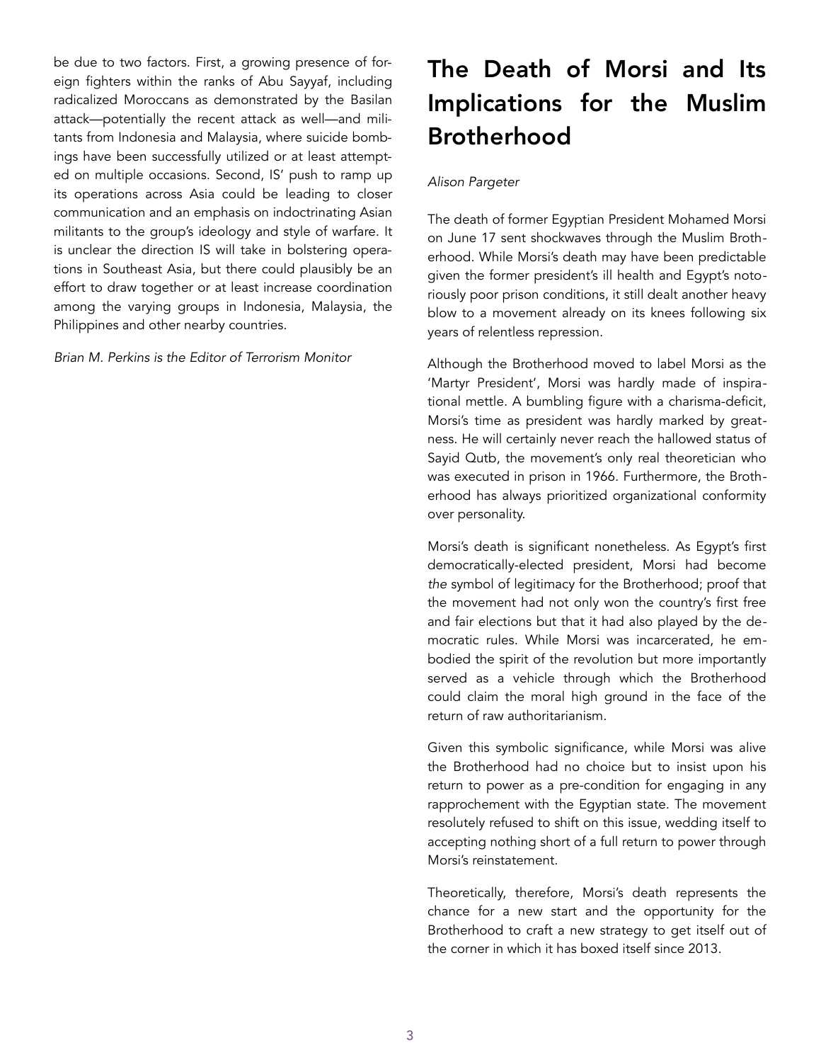be due to two factors. First, a growing presence of foreign fighters within the ranks of Abu Sayyaf, including radicalized Moroccans as demonstrated by the Basilan attack—potentially the recent attack as well—and militants from Indonesia and Malaysia, where suicide bombings have been successfully utilized or at least attempted on multiple occasions. Second, IS' push to ramp up its operations across Asia could be leading to closer communication and an emphasis on indoctrinating Asian militants to the group's ideology and style of warfare. It is unclear the direction IS will take in bolstering operations in Southeast Asia, but there could plausibly be an effort to draw together or at least increase coordination among the varying groups in Indonesia, Malaysia, the Philippines and other nearby countries.

*Brian M. Perkins is the Editor of Terrorism Monitor*

# The Death of Morsi and Its Implications for the Muslim Brotherhood

*Alison Pargeter*

The death of former Egyptian President Mohamed Morsi on June 17 sent shockwaves through the Muslim Brotherhood. While Morsi's death may have been predictable given the former president's ill health and Egypt's notoriously poor prison conditions, it still dealt another heavy blow to a movement already on its knees following six years of relentless repression.

Although the Brotherhood moved to label Morsi as the 'Martyr President', Morsi was hardly made of inspirational mettle. A bumbling figure with a charisma-deficit, Morsi's time as president was hardly marked by greatness. He will certainly never reach the hallowed status of Sayid Qutb, the movement's only real theoretician who was executed in prison in 1966. Furthermore, the Brotherhood has always prioritized organizational conformity over personality.

Morsi's death is significant nonetheless. As Egypt's first democratically-elected president, Morsi had become *the* symbol of legitimacy for the Brotherhood; proof that the movement had not only won the country's first free and fair elections but that it had also played by the democratic rules. While Morsi was incarcerated, he embodied the spirit of the revolution but more importantly served as a vehicle through which the Brotherhood could claim the moral high ground in the face of the return of raw authoritarianism.

Given this symbolic significance, while Morsi was alive the Brotherhood had no choice but to insist upon his return to power as a pre-condition for engaging in any rapprochement with the Egyptian state. The movement resolutely refused to shift on this issue, wedding itself to accepting nothing short of a full return to power through Morsi's reinstatement.

Theoretically, therefore, Morsi's death represents the chance for a new start and the opportunity for the Brotherhood to craft a new strategy to get itself out of the corner in which it has boxed itself since 2013.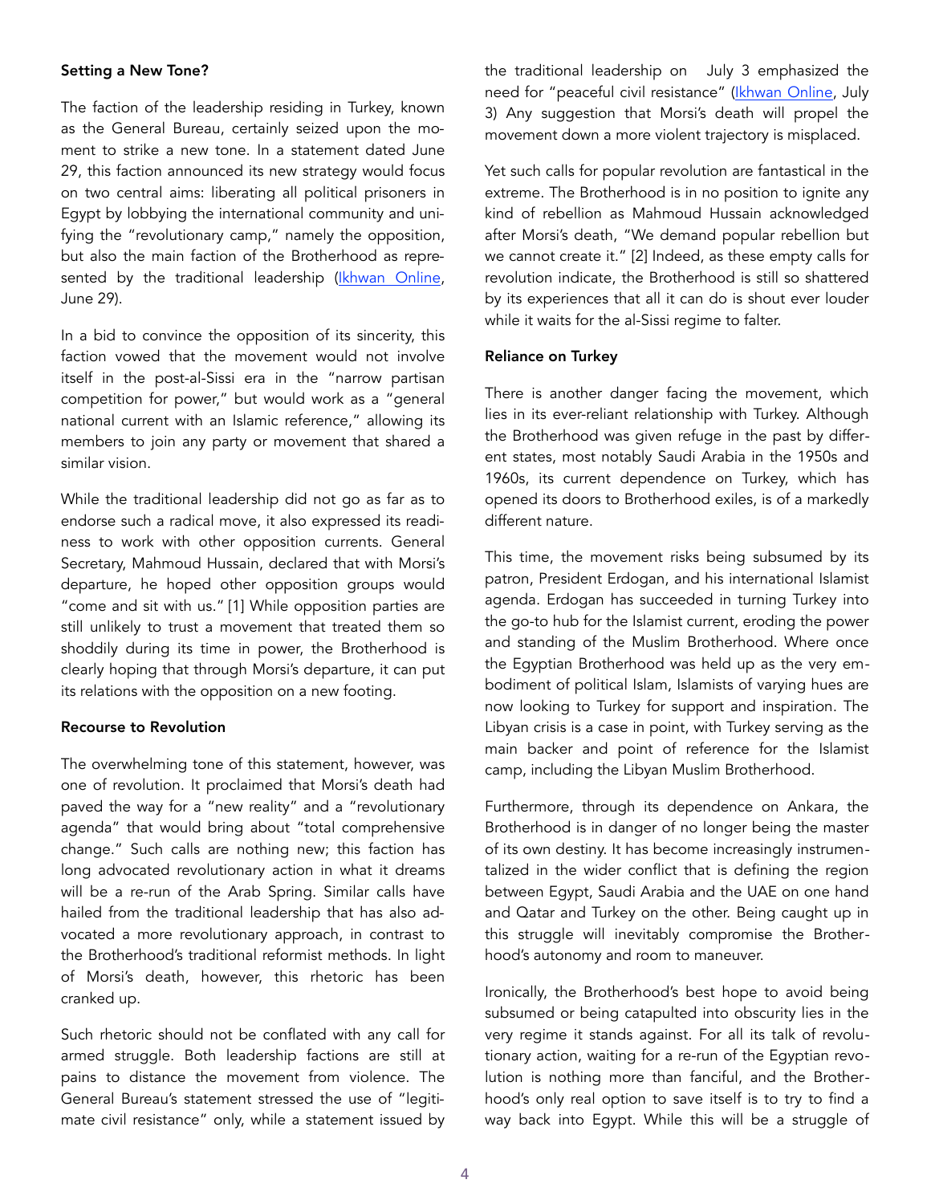**Setting a New Tone?**

The faction of the leadership residing in Turkey, known as the General Bureau, certainly seized upon the moment to strike a new tone. In a statement dated June 29, this faction announced its new strategy would focus on two central aims: liberating all political prisoners in Egypt by lobbying the international community and unifying the "revolutionary camp," namely the opposition, but also the main faction of the Brotherhood as represented by the traditional leadership (Ikhwan Online, June 29).

In a bid to convince the opposition of its sincerity, this faction vowed that the movement would not involve itself in the post-al-Sissi era in the "narrow partisan competition for power," but would work as a "general national current with an Islamic reference," allowing its members to join any party or movement that shared a similar vision.

While the traditional leadership did not go as far as to endorse such a radical move, it also expressed its readiness to work with other opposition currents. General Secretary, Mahmoud Hussain, declared that with Morsi's departure, he hoped other opposition groups would "come and sit with us." [1] While opposition parties are still unlikely to trust a movement that treated them so shoddily during its time in power, the Brotherhood is clearly hoping that through Morsi's departure, it can put its relations with the opposition on a new footing.

**Recourse to Revolution**

The overwhelming tone of this statement, however, was one of revolution. It proclaimed that Morsi's death had paved the way for a "new reality" and a "revolutionary agenda" that would bring about "total comprehensive change." Such calls are nothing new; this faction has long advocated revolutionary action in what it dreams will be a re-run of the Arab Spring. Similar calls have hailed from the traditional leadership that has also advocated a more revolutionary approach, in contrast to the Brotherhood's traditional reformist methods. In light of Morsi's death, however, this rhetoric has been cranked up.

Such rhetoric should not be conflated with any call for armed struggle. Both leadership factions are still at pains to distance the movement from violence. The General Bureau's statement stressed the use of "legitimate civil resistance" only, while a statement issued by the traditional leadership on July 3 emphasized the need for "peaceful civil resistance" (Ikhwan Online, July 3) Any suggestion that Morsi's death will propel the movement down a more violent trajectory is misplaced.

Yet such calls for popular revolution are fantastical in the extreme. The Brotherhood is in no position to ignite any kind of rebellion as Mahmoud Hussain acknowledged after Morsi's death, "We demand popular rebellion but we cannot create it." [2] Indeed, as these empty calls for revolution indicate, the Brotherhood is still so shattered by its experiences that all it can do is shout ever louder while it waits for the al-Sissi regime to falter.

**Reliance on Turkey**

There is another danger facing the movement, which lies in its ever-reliant relationship with Turkey. Although the Brotherhood was given refuge in the past by different states, most notably Saudi Arabia in the 1950s and 1960s, its current dependence on Turkey, which has opened its doors to Brotherhood exiles, is of a markedly different nature.

This time, the movement risks being subsumed by its patron, President Erdogan, and his international Islamist agenda. Erdogan has succeeded in turning Turkey into the go-to hub for the Islamist current, eroding the power and standing of the Muslim Brotherhood. Where once the Egyptian Brotherhood was held up as the very embodiment of political Islam, Islamists of varying hues are now looking to Turkey for support and inspiration. The Libyan crisis is a case in point, with Turkey serving as the main backer and point of reference for the Islamist camp, including the Libyan Muslim Brotherhood.

Furthermore, through its dependence on Ankara, the Brotherhood is in danger of no longer being the master of its own destiny. It has become increasingly instrumentalized in the wider conflict that is defining the region between Egypt, Saudi Arabia and the UAE on one hand and Qatar and Turkey on the other. Being caught up in this struggle will inevitably compromise the Brotherhood's autonomy and room to maneuver.

Ironically, the Brotherhood's best hope to avoid being subsumed or being catapulted into obscurity lies in the very regime it stands against. For all its talk of revolutionary action, waiting for a re-run of the Egyptian revolution is nothing more than fanciful, and the Brotherhood's only real option to save itself is to try to find a way back into Egypt. While this will be a struggle of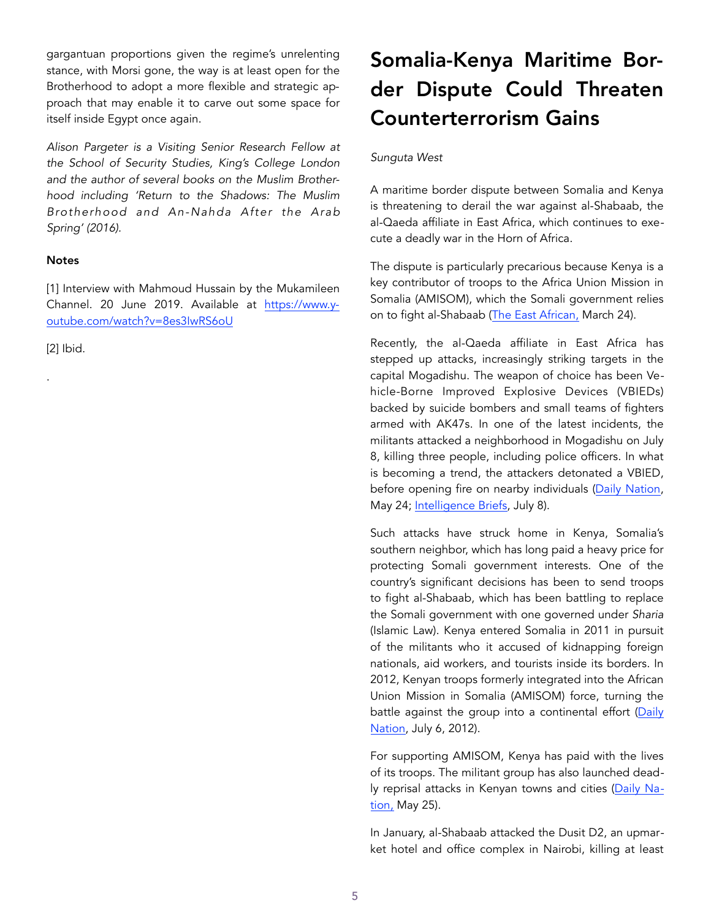gargantuan proportions given the regime's unrelenting stance, with Morsi gone, the way is at least open for the Brotherhood to adopt a more flexible and strategic approach that may enable it to carve out some space for itself inside Egypt once again.

*Alison Pargeter is a Visiting Senior Research Fellow at the School of Security Studies, King's College London and the author of several books on the Muslim Brotherhood including 'Return to the Shadows: The Muslim Brotherhood and An-Nahda After the Arab Spring' (2016).*

**Notes**

[1] Interview with Mahmoud Hussain by the Mukamileen Channel. 20 June 2019. Available at https://www.youtube.com/watch?v=8es3IwRS6oU

[2] Ibid.

.

# Somalia-Kenya Maritime Border Dispute Could Threaten Counterterrorism Gains

*Sunguta West*

A maritime border dispute between Somalia and Kenya is threatening to derail the war against al-Shabaab, the al-Qaeda affiliate in East Africa, which continues to execute a deadly war in the Horn of Africa.

The dispute is particularly precarious because Kenya is a key contributor of troops to the Africa Union Mission in Somalia (AMISOM), which the Somali government relies on to fight al-Shabaab (The East African, March 24).

Recently, the al-Qaeda affiliate in East Africa has stepped up attacks, increasingly striking targets in the capital Mogadishu. The weapon of choice has been Vehicle-Borne Improved Explosive Devices (VBIEDs) backed by suicide bombers and small teams of fighters armed with AK47s. In one of the latest incidents, the militants attacked a neighborhood in Mogadishu on July 8, killing three people, including police officers. In what is becoming a trend, the attackers detonated a VBIED, before opening fire on nearby individuals (Daily Nation, May 24; Intelligence Briefs, July 8).

Such attacks have struck home in Kenya, Somalia's southern neighbor, which has long paid a heavy price for protecting Somali government interests. One of the country's significant decisions has been to send troops to fight al-Shabaab, which has been battling to replace the Somali government with one governed under *Sharia* (Islamic Law). Kenya entered Somalia in 2011 in pursuit of the militants who it accused of kidnapping foreign nationals, aid workers, and tourists inside its borders. In 2012, Kenyan troops formerly integrated into the African Union Mission in Somalia (AMISOM) force, turning the battle against the group into a continental effort (Daily Nation, July 6, 2012).

For supporting AMISOM, Kenya has paid with the lives of its troops. The militant group has also launched deadly reprisal attacks in Kenyan towns and cities (Daily Nation, May 25).

In January, al-Shabaab attacked the Dusit D2, an upmarket hotel and office complex in Nairobi, killing at least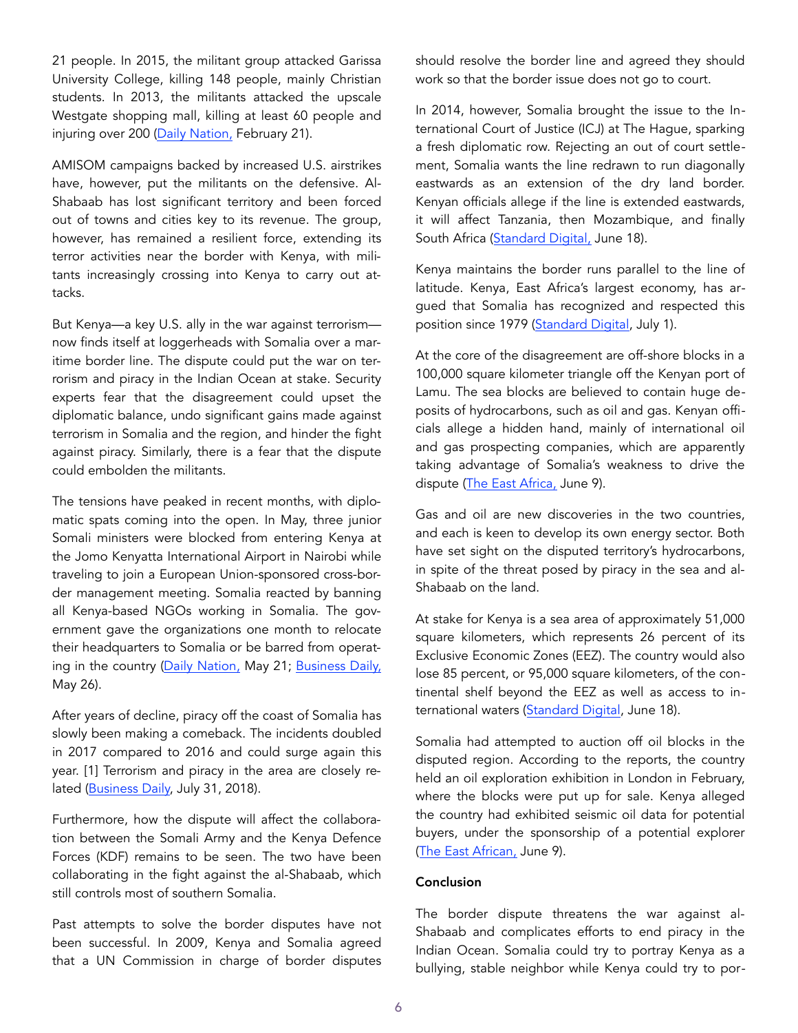21 people. In 2015, the militant group attacked Garissa University College, killing 148 people, mainly Christian students. In 2013, the militants attacked the upscale Westgate shopping mall, killing at least 60 people and injuring over 200 (Daily Nation, February 21).

AMISOM campaigns backed by increased U.S. airstrikes have, however, put the militants on the defensive. Al-Shabaab has lost significant territory and been forced out of towns and cities key to its revenue. The group, however, has remained a resilient force, extending its terror activities near the border with Kenya, with militants increasingly crossing into Kenya to carry out attacks.

But Kenya—a key U.S. ally in the war against terrorism—now finds itself at loggerheads with Somalia over a maritime border line. The dispute could put the war on terrorism and piracy in the Indian Ocean at stake. Security experts fear that the disagreement could upset the diplomatic balance, undo significant gains made against terrorism in Somalia and the region, and hinder the fight against piracy. Similarly, there is a fear that the dispute could embolden the militants.

The tensions have peaked in recent months, with diplomatic spats coming into the open. In May, three junior Somali ministers were blocked from entering Kenya at the Jomo Kenyatta International Airport in Nairobi while traveling to join a European Union-sponsored cross-border management meeting. Somalia reacted by banning all Kenya-based NGOs working in Somalia. The government gave the organizations one month to relocate their headquarters to Somalia or be barred from operating in the country (Daily Nation, May 21; Business Daily, May 26).

After years of decline, piracy off the coast of Somalia has slowly been making a comeback. The incidents doubled in 2017 compared to 2016 and could surge again this year. [1] Terrorism and piracy in the area are closely related (Business Daily, July 31, 2018).

Furthermore, how the dispute will affect the collaboration between the Somali Army and the Kenya Defence Forces (KDF) remains to be seen. The two have been collaborating in the fight against the al-Shabaab, which still controls most of southern Somalia.

Past attempts to solve the border disputes have not been successful. In 2009, Kenya and Somalia agreed that a UN Commission in charge of border disputes should resolve the border line and agreed they should work so that the border issue does not go to court.

In 2014, however, Somalia brought the issue to the International Court of Justice (ICJ) at The Hague, sparking a fresh diplomatic row. Rejecting an out of court settlement, Somalia wants the line redrawn to run diagonally eastwards as an extension of the dry land border. Kenyan officials allege if the line is extended eastwards, it will affect Tanzania, then Mozambique, and finally South Africa (Standard Digital, June 18).

Kenya maintains the border runs parallel to the line of latitude. Kenya, East Africa's largest economy, has argued that Somalia has recognized and respected this position since 1979 (Standard Digital, July 1).

At the core of the disagreement are off-shore blocks in a 100,000 square kilometer triangle off the Kenyan port of Lamu. The sea blocks are believed to contain huge deposits of hydrocarbons, such as oil and gas. Kenyan officials allege a hidden hand, mainly of international oil and gas prospecting companies, which are apparently taking advantage of Somalia's weakness to drive the dispute (The East Africa, June 9).

Gas and oil are new discoveries in the two countries, and each is keen to develop its own energy sector. Both have set sight on the disputed territory's hydrocarbons, in spite of the threat posed by piracy in the sea and al-Shabaab on the land.

At stake for Kenya is a sea area of approximately 51,000 square kilometers, which represents 26 percent of its Exclusive Economic Zones (EEZ). The country would also lose 85 percent, or 95,000 square kilometers, of the continental shelf beyond the EEZ as well as access to international waters (Standard Digital, June 18).

Somalia had attempted to auction off oil blocks in the disputed region. According to the reports, the country held an oil exploration exhibition in London in February, where the blocks were put up for sale. Kenya alleged the country had exhibited seismic oil data for potential buyers, under the sponsorship of a potential explorer (The East African, June 9).

**Conclusion**

The border dispute threatens the war against al-Shabaab and complicates efforts to end piracy in the Indian Ocean. Somalia could try to portray Kenya as a bullying, stable neighbor while Kenya could try to por-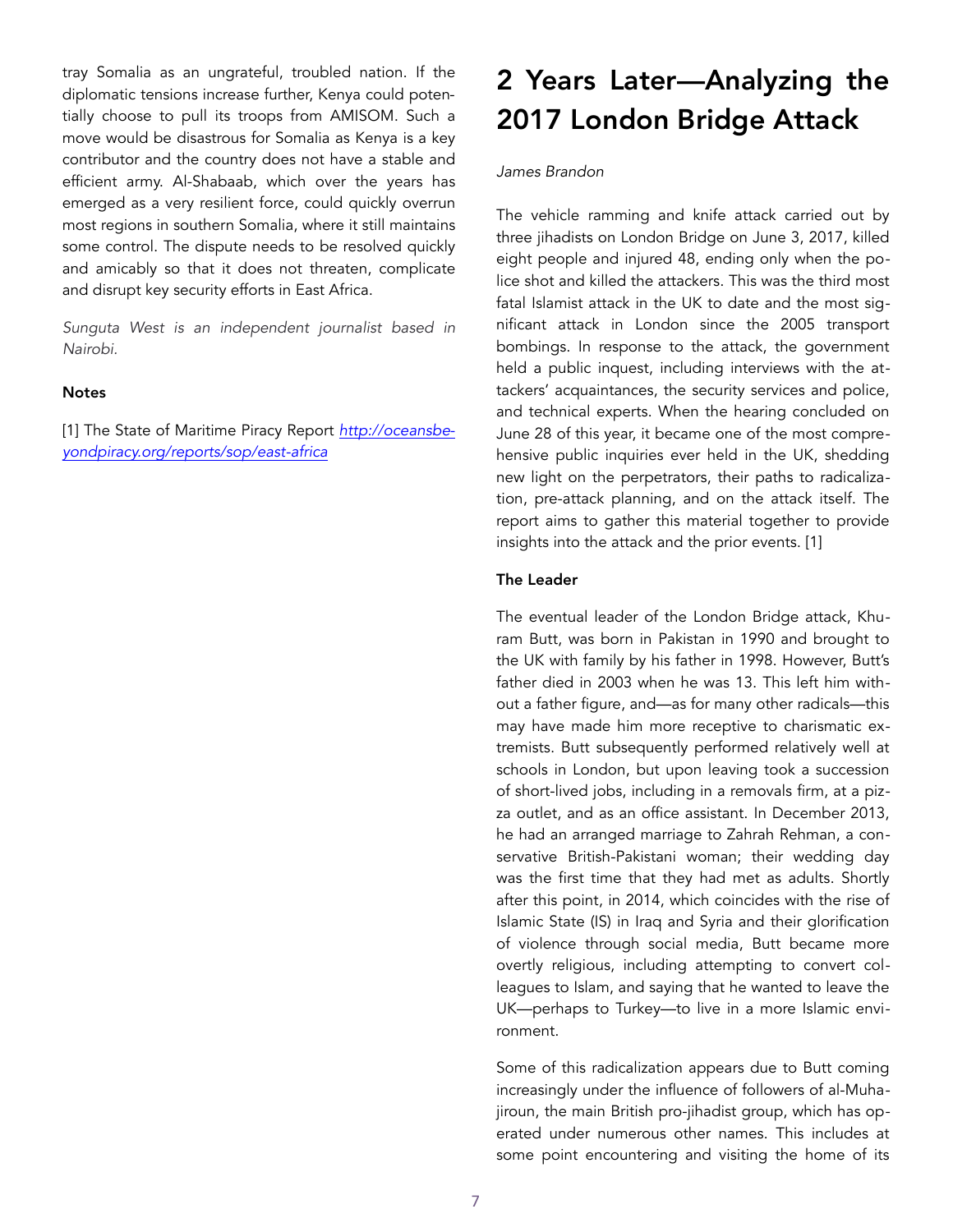tray Somalia as an ungrateful, troubled nation. If the diplomatic tensions increase further, Kenya could potentially choose to pull its troops from AMISOM. Such a move would be disastrous for Somalia as Kenya is a key contributor and the country does not have a stable and efficient army. Al-Shabaab, which over the years has emerged as a very resilient force, could quickly overrun most regions in southern Somalia, where it still maintains some control. The dispute needs to be resolved quickly and amicably so that it does not threaten, complicate and disrupt key security efforts in East Africa.

*Sunguta West is an independent journalist based in Nairobi.*

**Notes**

[1] The State of Maritime Piracy Report *http://oceansbeyondpiracy.org/reports/sop/east-africa*

# 2 Years Later—Analyzing the 2017 London Bridge Attack

*James Brandon*

The vehicle ramming and knife attack carried out by three jihadists on London Bridge on June 3, 2017, killed eight people and injured 48, ending only when the police shot and killed the attackers. This was the third most fatal Islamist attack in the UK to date and the most significant attack in London since the 2005 transport bombings. In response to the attack, the government held a public inquest, including interviews with the attackers' acquaintances, the security services and police, and technical experts. When the hearing concluded on June 28 of this year, it became one of the most comprehensive public inquiries ever held in the UK, shedding new light on the perpetrators, their paths to radicalization, pre-attack planning, and on the attack itself. The report aims to gather this material together to provide insights into the attack and the prior events. [1]

**The Leader**

The eventual leader of the London Bridge attack, Khuram Butt, was born in Pakistan in 1990 and brought to the UK with family by his father in 1998. However, Butt's father died in 2003 when he was 13. This left him without a father figure, and—as for many other radicals—this may have made him more receptive to charismatic extremists. Butt subsequently performed relatively well at schools in London, but upon leaving took a succession of short-lived jobs, including in a removals firm, at a pizza outlet, and as an office assistant. In December 2013, he had an arranged marriage to Zahrah Rehman, a conservative British-Pakistani woman; their wedding day was the first time that they had met as adults. Shortly after this point, in 2014, which coincides with the rise of Islamic State (IS) in Iraq and Syria and their glorification of violence through social media, Butt became more overtly religious, including attempting to convert colleagues to Islam, and saying that he wanted to leave the UK—perhaps to Turkey—to live in a more Islamic environment.

Some of this radicalization appears due to Butt coming increasingly under the influence of followers of al-Muhajiroun, the main British pro-jihadist group, which has operated under numerous other names. This includes at some point encountering and visiting the home of its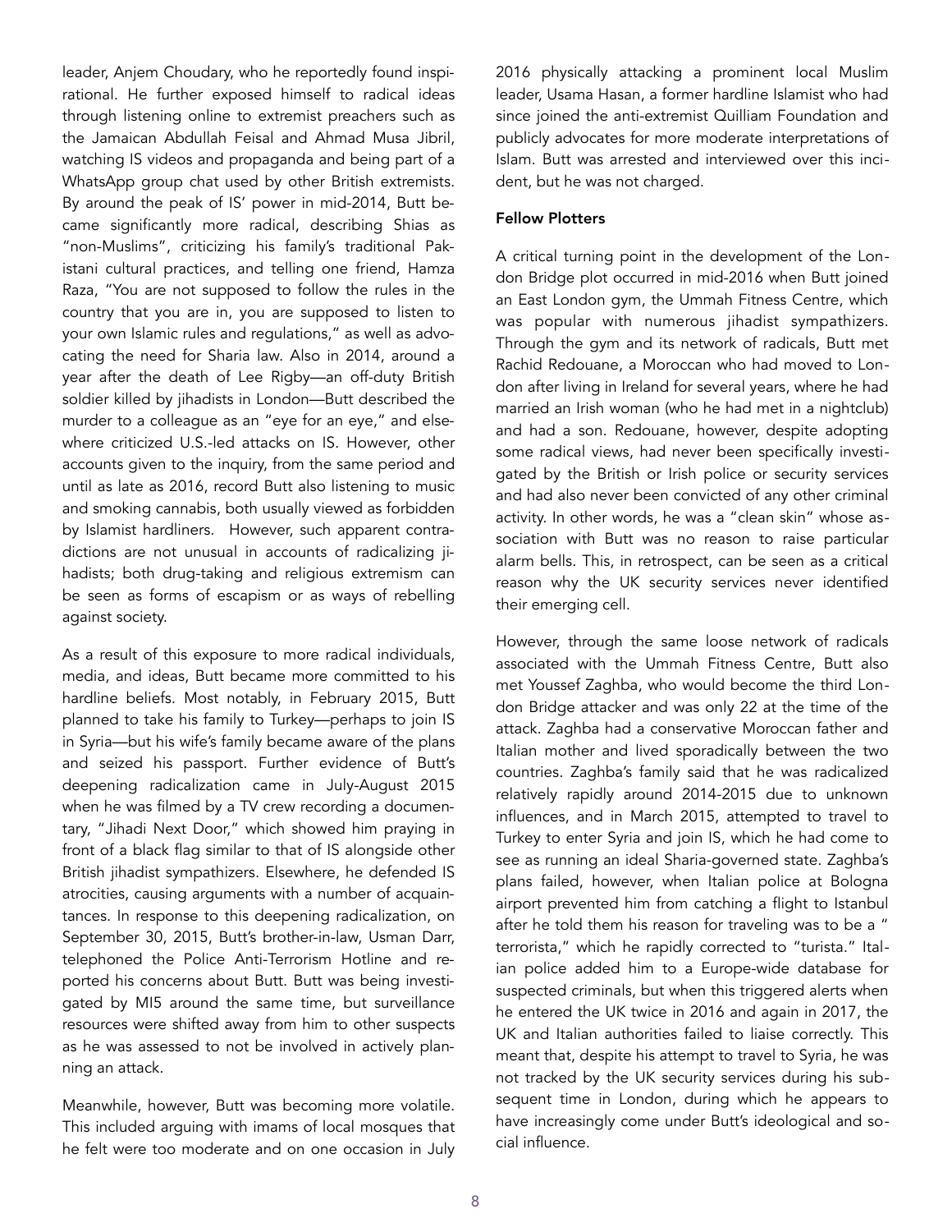leader, Anjem Choudary, who he reportedly found inspirational. He further exposed himself to radical ideas through listening online to extremist preachers such as the Jamaican Abdullah Feisal and Ahmad Musa Jibril, watching IS videos and propaganda and being part of a WhatsApp group chat used by other British extremists. By around the peak of IS' power in mid-2014, Butt became significantly more radical, describing Shias as "non-Muslims", criticizing his family's traditional Pakistani cultural practices, and telling one friend, Hamza Raza, "You are not supposed to follow the rules in the country that you are in, you are supposed to listen to your own Islamic rules and regulations," as well as advocating the need for Sharia law. Also in 2014, around a year after the death of Lee Rigby—an off-duty British soldier killed by jihadists in London—Butt described the murder to a colleague as an "eye for an eye," and elsewhere criticized U.S.-led attacks on IS. However, other accounts given to the inquiry, from the same period and until as late as 2016, record Butt also listening to music and smoking cannabis, both usually viewed as forbidden by Islamist hardliners. However, such apparent contradictions are not unusual in accounts of radicalizing jihadists; both drug-taking and religious extremism can be seen as forms of escapism or as ways of rebelling against society.

As a result of this exposure to more radical individuals, media, and ideas, Butt became more committed to his hardline beliefs. Most notably, in February 2015, Butt planned to take his family to Turkey—perhaps to join IS in Syria—but his wife's family became aware of the plans and seized his passport. Further evidence of Butt's deepening radicalization came in July-August 2015 when he was filmed by a TV crew recording a documentary, "Jihadi Next Door," which showed him praying in front of a black flag similar to that of IS alongside other British jihadist sympathizers. Elsewhere, he defended IS atrocities, causing arguments with a number of acquaintances. In response to this deepening radicalization, on September 30, 2015, Butt's brother-in-law, Usman Darr, telephoned the Police Anti-Terrorism Hotline and reported his concerns about Butt. Butt was being investigated by MI5 around the same time, but surveillance resources were shifted away from him to other suspects as he was assessed to not be involved in actively planning an attack.

Meanwhile, however, Butt was becoming more volatile. This included arguing with imams of local mosques that he felt were too moderate and on one occasion in July 2016 physically attacking a prominent local Muslim leader, Usama Hasan, a former hardline Islamist who had since joined the anti-extremist Quilliam Foundation and publicly advocates for more moderate interpretations of Islam. Butt was arrested and interviewed over this incident, but he was not charged.

**Fellow Plotters**

A critical turning point in the development of the London Bridge plot occurred in mid-2016 when Butt joined an East London gym, the Ummah Fitness Centre, which was popular with numerous jihadist sympathizers. Through the gym and its network of radicals, Butt met Rachid Redouane, a Moroccan who had moved to London after living in Ireland for several years, where he had married an Irish woman (who he had met in a nightclub) and had a son. Redouane, however, despite adopting some radical views, had never been specifically investigated by the British or Irish police or security services and had also never been convicted of any other criminal activity. In other words, he was a "clean skin" whose association with Butt was no reason to raise particular alarm bells. This, in retrospect, can be seen as a critical reason why the UK security services never identified their emerging cell.

However, through the same loose network of radicals associated with the Ummah Fitness Centre, Butt also met Youssef Zaghba, who would become the third London Bridge attacker and was only 22 at the time of the attack. Zaghba had a conservative Moroccan father and Italian mother and lived sporadically between the two countries. Zaghba's family said that he was radicalized relatively rapidly around 2014-2015 due to unknown influences, and in March 2015, attempted to travel to Turkey to enter Syria and join IS, which he had come to see as running an ideal Sharia-governed state. Zaghba's plans failed, however, when Italian police at Bologna airport prevented him from catching a flight to Istanbul after he told them his reason for traveling was to be a " terrorista," which he rapidly corrected to "turista." Italian police added him to a Europe-wide database for suspected criminals, but when this triggered alerts when he entered the UK twice in 2016 and again in 2017, the UK and Italian authorities failed to liaise correctly. This meant that, despite his attempt to travel to Syria, he was not tracked by the UK security services during his subsequent time in London, during which he appears to have increasingly come under Butt's ideological and social influence.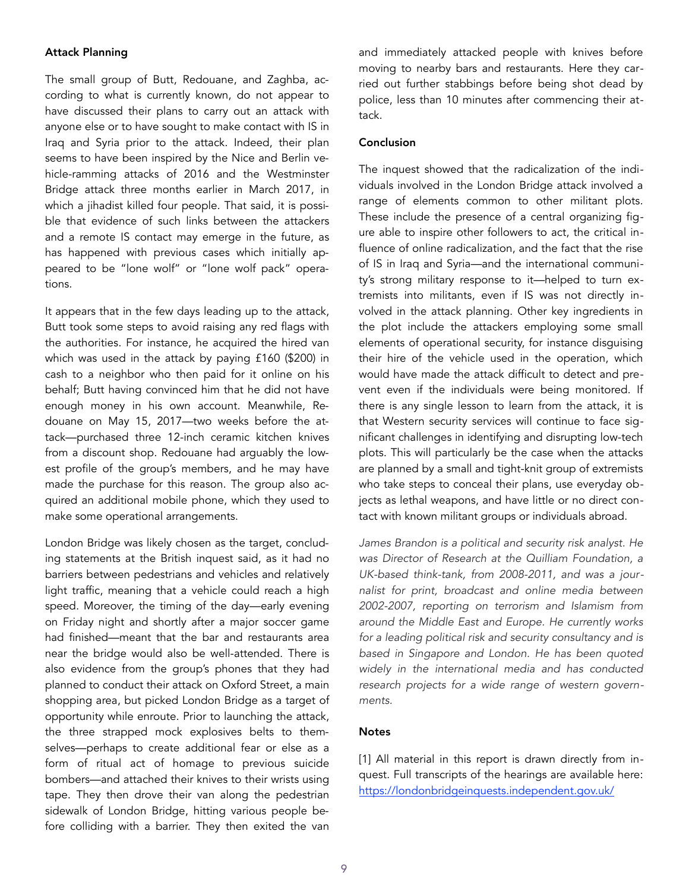### Attack Planning

The small group of Butt, Redouane, and Zaghba, according to what is currently known, do not appear to have discussed their plans to carry out an attack with anyone else or to have sought to make contact with IS in Iraq and Syria prior to the attack. Indeed, their plan seems to have been inspired by the Nice and Berlin vehicle-ramming attacks of 2016 and the Westminster Bridge attack three months earlier in March 2017, in which a jihadist killed four people. That said, it is possible that evidence of such links between the attackers and a remote IS contact may emerge in the future, as has happened with previous cases which initially appeared to be "lone wolf" or "lone wolf pack" operations.

It appears that in the few days leading up to the attack, Butt took some steps to avoid raising any red flags with the authorities. For instance, he acquired the hired van which was used in the attack by paying £160 ($200) in cash to a neighbor who then paid for it online on his behalf; Butt having convinced him that he did not have enough money in his own account. Meanwhile, Redouane on May 15, 2017—two weeks before the attack—purchased three 12-inch ceramic kitchen knives from a discount shop. Redouane had arguably the lowest profile of the group's members, and he may have made the purchase for this reason. The group also acquired an additional mobile phone, which they used to make some operational arrangements.

London Bridge was likely chosen as the target, concluding statements at the British inquest said, as it had no barriers between pedestrians and vehicles and relatively light traffic, meaning that a vehicle could reach a high speed. Moreover, the timing of the day—early evening on Friday night and shortly after a major soccer game had finished—meant that the bar and restaurants area near the bridge would also be well-attended. There is also evidence from the group's phones that they had planned to conduct their attack on Oxford Street, a main shopping area, but picked London Bridge as a target of opportunity while enroute. Prior to launching the attack, the three strapped mock explosives belts to themselves—perhaps to create additional fear or else as a form of ritual act of homage to previous suicide bombers—and attached their knives to their wrists using tape. They then drove their van along the pedestrian sidewalk of London Bridge, hitting various people before colliding with a barrier. They then exited the van and immediately attacked people with knives before moving to nearby bars and restaurants. Here they carried out further stabbings before being shot dead by police, less than 10 minutes after commencing their attack.

### Conclusion

The inquest showed that the radicalization of the individuals involved in the London Bridge attack involved a range of elements common to other militant plots. These include the presence of a central organizing figure able to inspire other followers to act, the critical influence of online radicalization, and the fact that the rise of IS in Iraq and Syria—and the international community's strong military response to it—helped to turn extremists into militants, even if IS was not directly involved in the attack planning. Other key ingredients in the plot include the attackers employing some small elements of operational security, for instance disguising their hire of the vehicle used in the operation, which would have made the attack difficult to detect and prevent even if the individuals were being monitored. If there is any single lesson to learn from the attack, it is that Western security services will continue to face significant challenges in identifying and disrupting low-tech plots. This will particularly be the case when the attacks are planned by a small and tight-knit group of extremists who take steps to conceal their plans, use everyday objects as lethal weapons, and have little or no direct contact with known militant groups or individuals abroad.

*James Brandon is a political and security risk analyst. He was Director of Research at the Quilliam Foundation, a UK-based think-tank, from 2008-2011, and was a journalist for print, broadcast and online media between 2002-2007, reporting on terrorism and Islamism from around the Middle East and Europe. He currently works for a leading political risk and security consultancy and is based in Singapore and London. He has been quoted widely in the international media and has conducted research projects for a wide range of western governments.*

### Notes

[1] All material in this report is drawn directly from inquest. Full transcripts of the hearings are available here: https://londonbridgeinquests.independent.gov.uk/